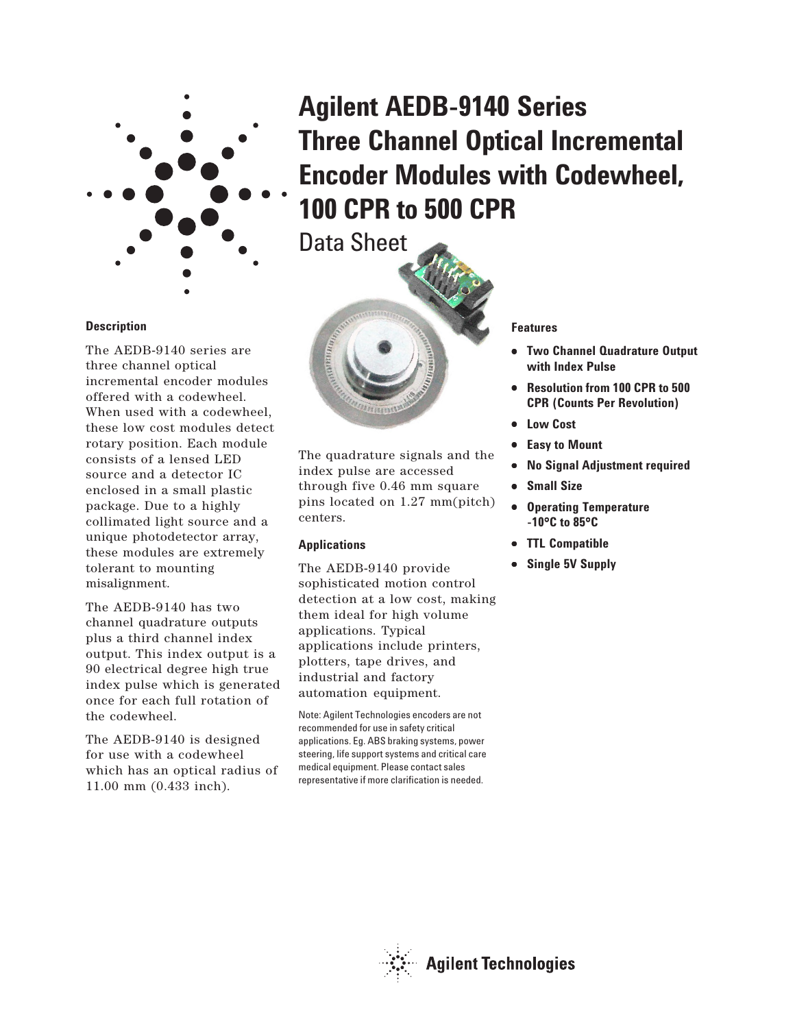# Agilent AEDB-9140 Series Three Channel Optical Incremental Encoder Modules with Codewheel, 100 CPR to 500 CPR

Data Sheet

### Description

The AEDB-9140 series are three channel optical incremental encoder modules offered with a codewheel. When used with a codewheel, these low cost modules detect rotary position. Each module consists of a lensed LED source and a detector IC enclosed in a small plastic package. Due to a highly collimated light source and a unique photodetector array, these modules are extremely tolerant to mounting misalignment.

The AEDB-9140 has two channel quadrature outputs plus a third channel index output. This index output is a 90 electrical degree high true index pulse which is generated once for each full rotation of the codewheel.

The AEDB-9140 is designed for use with a codewheel which has an optical radius of 11.00 mm (0.433 inch).

The quadrature signals and the index pulse are accessed through five 0.46 mm square pins located on 1.27 mm(pitch) centers.

### Applications

The AEDB-9140 provide sophisticated motion control detection at a low cost, making them ideal for high volume applications. Typical applications include printers, plotters, tape drives, and industrial and factory automation equipment.

Note: Agilent Technologies encoders are not recommended for use in safety critical applications. Eg. ABS braking systems, power steering, life support systems and critical care medical equipment. Please contact sales representative if more clarification is needed.

### Features

- **Two Channel Quadrature Output with Index Pulse**
- **Resolution from 100 CPR to 500 CPR (Counts Per Revolution)**
- **Low Cost**
- **Easy to Mount**
- **No Signal Adjustment required**
- **Small Size**
- **Operating Temperature -10°C to 85°C**
- **TTL Compatible**
- **Single 5V Supply**

Agilent Technologies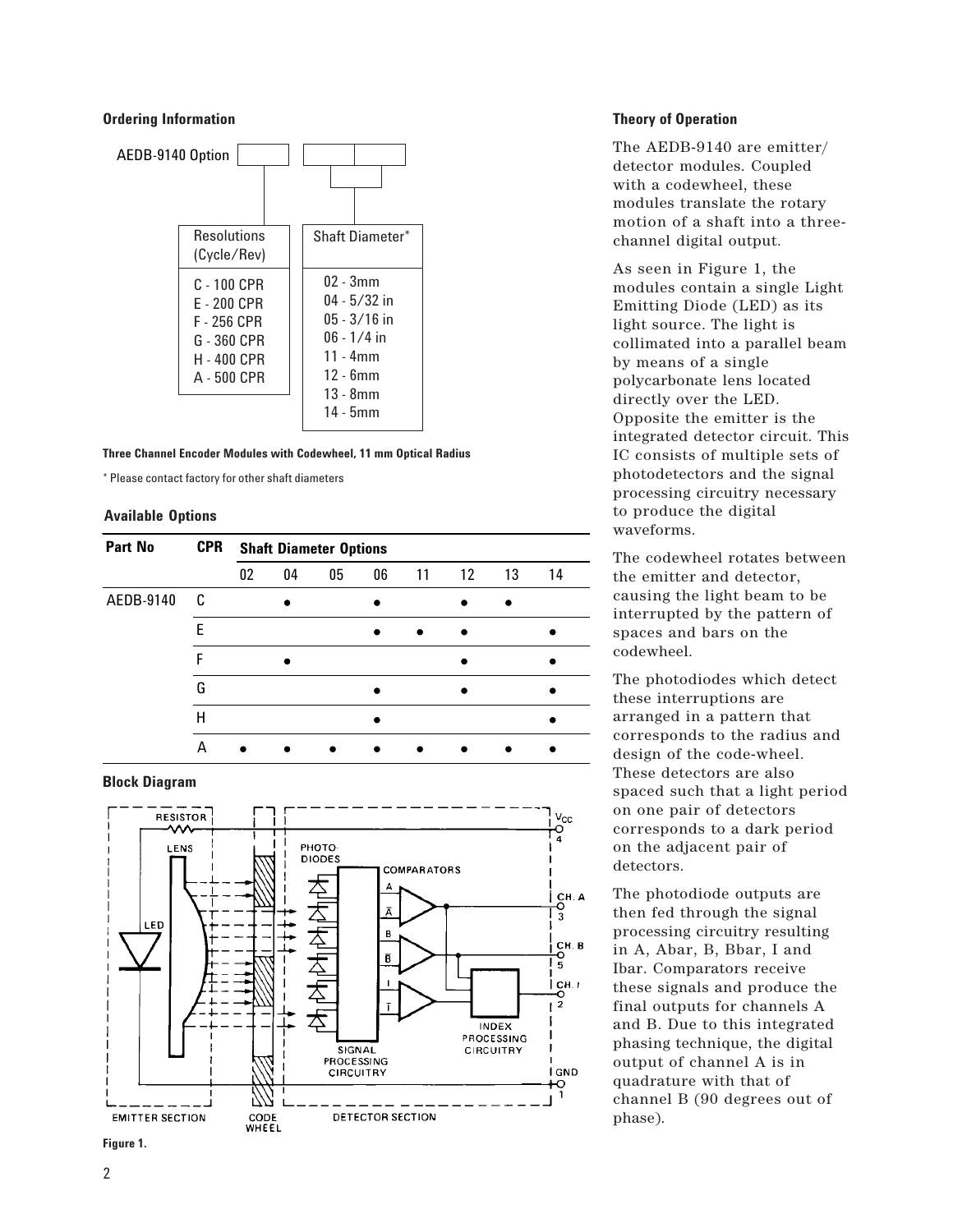**Ordering Information**

AEDB-9140 Option [ ] [ ][ ]

| Resolutions (Cycle/Rev) | Shaft Diameter* |
|---|---|
| C - 100 CPR | 02 - 3mm |
| E - 200 CPR | 04 - 5/32 in |
| F - 256 CPR | 05 - 3/16 in |
| G - 360 CPR | 06 - 1/4 in |
| H - 400 CPR | 11 - 4mm |
| A - 500 CPR | 12 - 6mm |
| | 13 - 8mm |
| | 14 - 5mm |

**Three Channel Encoder Modules with Codewheel, 11 mm Optical Radius**

* Please contact factory for other shaft diameters

**Available Options**

| Part No | CPR | Shaft Diameter Options | | | | | | | |
|---|---|---|---|---|---|---|---|---|---|
| | | 02 | 04 | 05 | 06 | 11 | 12 | 13 | 14 |
| AEDB-9140 | C | | • | | • | | • | • | |
| | E | | | | • | • | • | | • |
| | F | | • | | | | • | | • |
| | G | | | | • | | • | | • |
| | H | | | | • | | | | • |
| | A | • | • | • | • | • | • | • | • |

**Block Diagram**

Figure 1.

**Theory of Operation**

The AEDB-9140 are emitter/detector modules. Coupled with a codewheel, these modules translate the rotary motion of a shaft into a three-channel digital output.

As seen in Figure 1, the modules contain a single Light Emitting Diode (LED) as its light source. The light is collimated into a parallel beam by means of a single polycarbonate lens located directly over the LED. Opposite the emitter is the integrated detector circuit. This IC consists of multiple sets of photodetectors and the signal processing circuitry necessary to produce the digital waveforms.

The codewheel rotates between the emitter and detector, causing the light beam to be interrupted by the pattern of spaces and bars on the codewheel.

The photodiodes which detect these interruptions are arranged in a pattern that corresponds to the radius and design of the code-wheel. These detectors are also spaced such that a light period on one pair of detectors corresponds to a dark period on the adjacent pair of detectors.

The photodiode outputs are then fed through the signal processing circuitry resulting in A, Abar, B, Bbar, I and Ibar. Comparators receive these signals and produce the final outputs for channels A and B. Due to this integrated phasing technique, the digital output of channel A is in quadrature with that of channel B (90 degrees out of phase).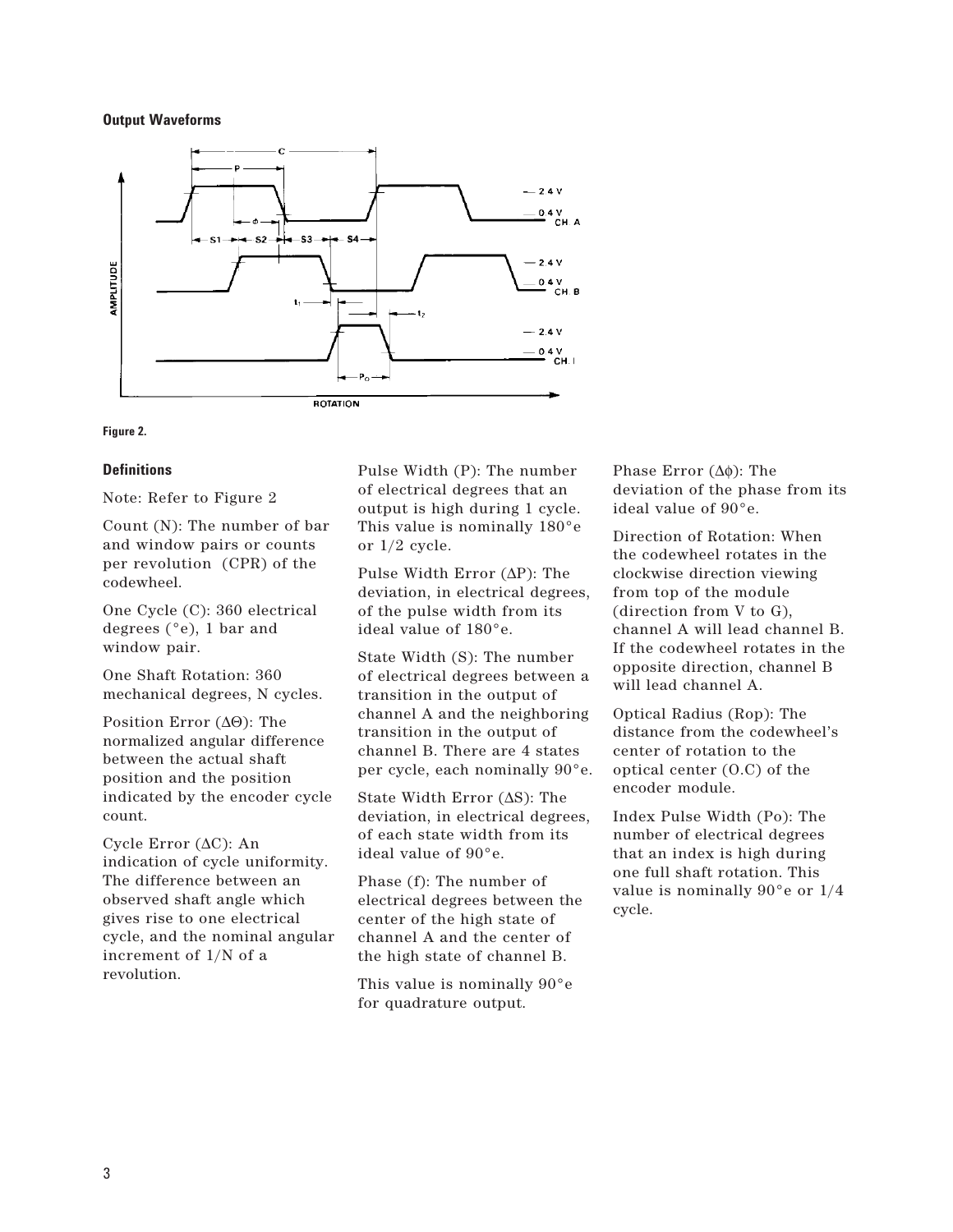## Output Waveforms

Figure 2.

## Definitions

Note: Refer to Figure 2

Count (N): The number of bar and window pairs or counts per revolution (CPR) of the codewheel.

One Cycle (C): 360 electrical degrees (°e), 1 bar and window pair.

One Shaft Rotation: 360 mechanical degrees, N cycles.

Position Error (ΔΘ): The normalized angular difference between the actual shaft position and the position indicated by the encoder cycle count.

Cycle Error (ΔC): An indication of cycle uniformity. The difference between an observed shaft angle which gives rise to one electrical cycle, and the nominal angular increment of 1/N of a revolution.

Pulse Width (P): The number of electrical degrees that an output is high during 1 cycle. This value is nominally 180°e or 1/2 cycle.

Pulse Width Error (ΔP): The deviation, in electrical degrees, of the pulse width from its ideal value of 180°e.

State Width (S): The number of electrical degrees between a transition in the output of channel A and the neighboring transition in the output of channel B. There are 4 states per cycle, each nominally 90°e.

State Width Error (ΔS): The deviation, in electrical degrees, of each state width from its ideal value of 90°e.

Phase (f): The number of electrical degrees between the center of the high state of channel A and the center of the high state of channel B.

This value is nominally 90°e for quadrature output.

Phase Error (Δϕ): The deviation of the phase from its ideal value of 90°e.

Direction of Rotation: When the codewheel rotates in the clockwise direction viewing from top of the module (direction from V to G), channel A will lead channel B. If the codewheel rotates in the opposite direction, channel B will lead channel A.

Optical Radius (Rop): The distance from the codewheel's center of rotation to the optical center (O.C) of the encoder module.

Index Pulse Width (Po): The number of electrical degrees that an index is high during one full shaft rotation. This value is nominally 90°e or 1/4 cycle.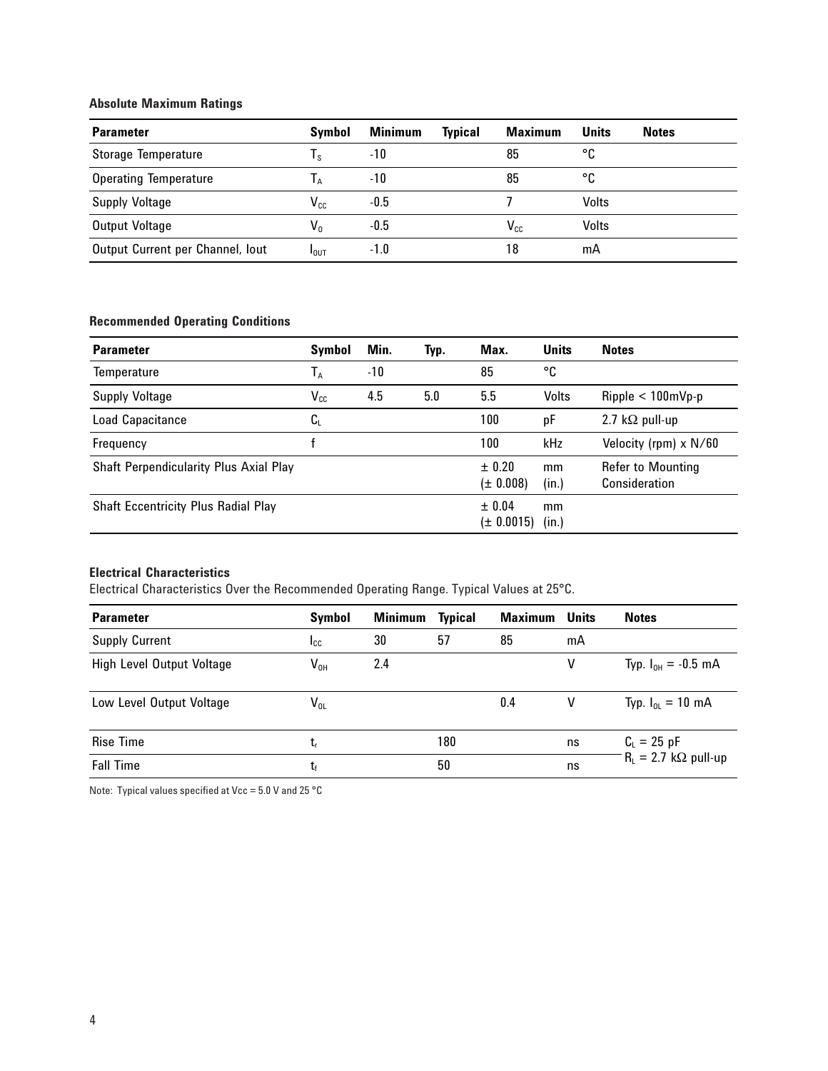### Absolute Maximum Ratings

| Parameter | Symbol | Minimum | Typical | Maximum | Units | Notes |
|---|---|---|---|---|---|---|
| Storage Temperature | $T_S$ | -10 | | 85 | °C | |
| Operating Temperature | $T_A$ | -10 | | 85 | °C | |
| Supply Voltage | $V_{CC}$ | -0.5 | | 7 | Volts | |
| Output Voltage | $V_O$ | -0.5 | | $V_{CC}$ | Volts | |
| Output Current per Channel, Iout | $I_{OUT}$ | -1.0 | | 18 | mA | |

### Recommended Operating Conditions

| Parameter | Symbol | Min. | Typ. | Max. | Units | Notes |
|---|---|---|---|---|---|---|
| Temperature | $T_A$ | -10 | | 85 | °C | |
| Supply Voltage | $V_{CC}$ | 4.5 | 5.0 | 5.5 | Volts | Ripple < 100mVp-p |
| Load Capacitance | $C_L$ | | | 100 | pF | 2.7 kΩ pull-up |
| Frequency | f | | | 100 | kHz | Velocity (rpm) x N/60 |
| Shaft Perpendicularity Plus Axial Play | | | | ± 0.20 (± 0.008) | mm (in.) | Refer to Mounting Consideration |
| Shaft Eccentricity Plus Radial Play | | | | ± 0.04 (± 0.0015) | mm (in.) | |

### Electrical Characteristics

Electrical Characteristics Over the Recommended Operating Range. Typical Values at 25°C.

| Parameter | Symbol | Minimum | Typical | Maximum | Units | Notes |
|---|---|---|---|---|---|---|
| Supply Current | $I_{CC}$ | 30 | 57 | 85 | mA | |
| High Level Output Voltage | $V_{OH}$ | 2.4 | | | V | Typ. $I_{OH}$ = -0.5 mA |
| Low Level Output Voltage | $V_{OL}$ | | | 0.4 | V | Typ. $I_{OL}$ = 10 mA |
| Rise Time | $t_r$ | | 180 | | ns | $C_L$ = 25 pF, $R_L$ = 2.7 kΩ pull-up |
| Fall Time | $t_f$ | | 50 | | ns | $C_L$ = 25 pF, $R_L$ = 2.7 kΩ pull-up |

Note: Typical values specified at Vcc = 5.0 V and 25 °C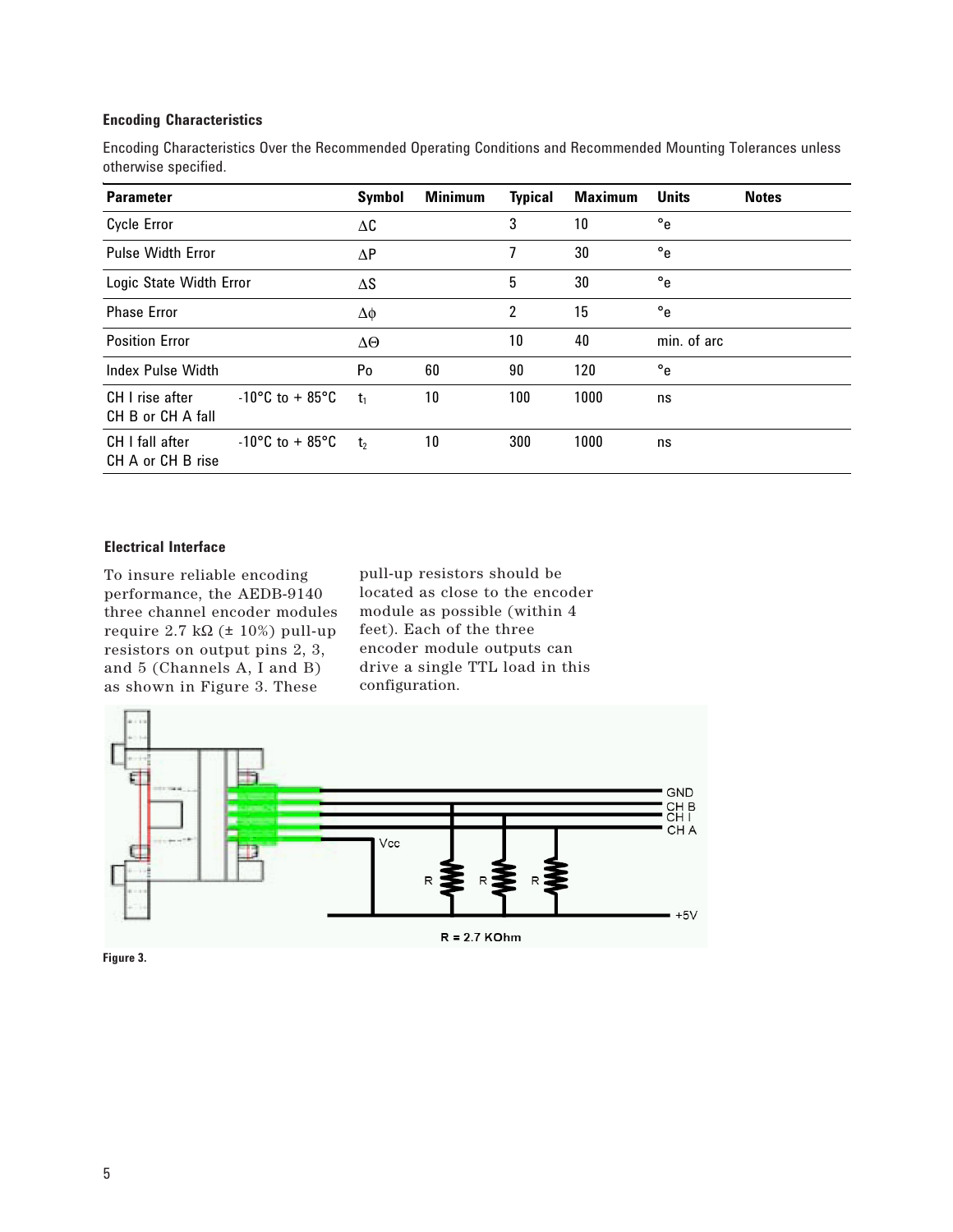### Encoding Characteristics

Encoding Characteristics Over the Recommended Operating Conditions and Recommended Mounting Tolerances unless otherwise specified.

| Parameter | | Symbol | Minimum | Typical | Maximum | Units | Notes |
|---|---|---|---|---|---|---|---|
| Cycle Error | | $\Delta C$ | | 3 | 10 | °e | |
| Pulse Width Error | | $\Delta P$ | | 7 | 30 | °e | |
| Logic State Width Error | | $\Delta S$ | | 5 | 30 | °e | |
| Phase Error | | $\Delta\phi$ | | 2 | 15 | °e | |
| Position Error | | $\Delta\Theta$ | | 10 | 40 | min. of arc | |
| Index Pulse Width | | Po | 60 | 90 | 120 | °e | |
| CH I rise after CH B or CH A fall | -10°C to + 85°C | $t_1$ | 10 | 100 | 1000 | ns | |
| CH I fall after CH A or CH B rise | -10°C to + 85°C | $t_2$ | 10 | 300 | 1000 | ns | |

### Electrical Interface

To insure reliable encoding performance, the AEDB-9140 three channel encoder modules require 2.7 kΩ (± 10%) pull-up resistors on output pins 2, 3, and 5 (Channels A, I and B) as shown in Figure 3. These pull-up resistors should be located as close to the encoder module as possible (within 4 feet). Each of the three encoder module outputs can drive a single TTL load in this configuration.

GND
CH B
CH I
CH A
Vcc
R R R
+5V
R = 2.7 KOhm

**Figure 3.**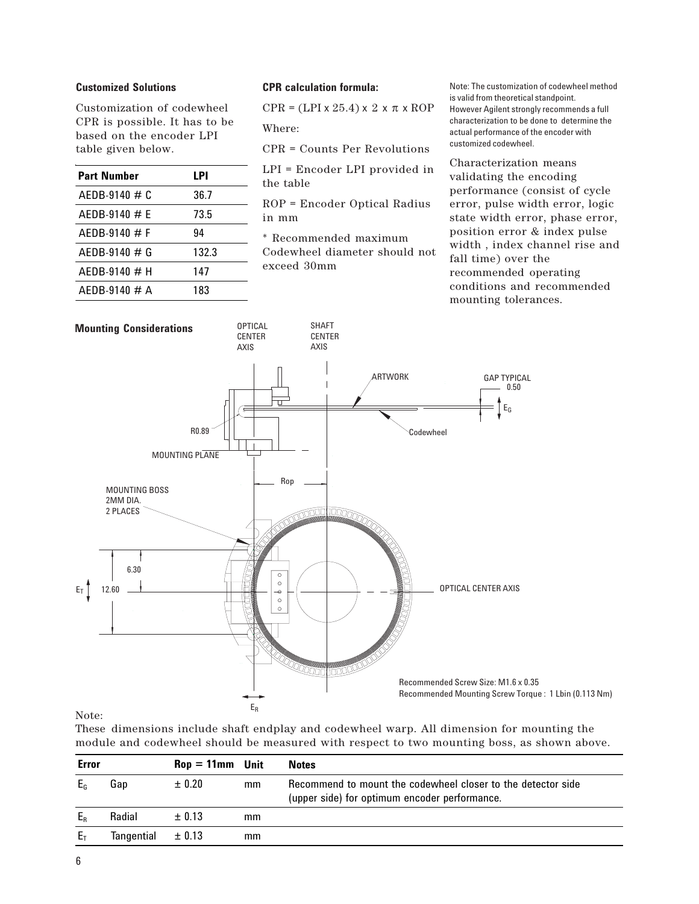### Customized Solutions

Customization of codewheel CPR is possible. It has to be based on the encoder LPI table given below.

| Part Number | LPI |
|---|---|
| AEDB-9140 # C | 36.7 |
| AEDB-9140 # E | 73.5 |
| AEDB-9140 # F | 94 |
| AEDB-9140 # G | 132.3 |
| AEDB-9140 # H | 147 |
| AEDB-9140 # A | 183 |

### CPR calculation formula:

$CPR = (LPI \times 25.4) \times 2 \times \pi \times ROP$

Where:

CPR = Counts Per Revolutions

LPI = Encoder LPI provided in the table

ROP = Encoder Optical Radius in mm

* Recommended maximum Codewheel diameter should not exceed 30mm

Note: The customization of codewheel method is valid from theoretical standpoint. However Agilent strongly recommends a full characterization to be done to determine the actual performance of the encoder with customized codewheel.

Characterization means validating the encoding performance (consist of cycle error, pulse width error, logic state width error, phase error, position error & index pulse width , index channel rise and fall time) over the recommended operating conditions and recommended mounting tolerances.

### Mounting Considerations

OPTICAL CENTER AXIS — SHAFT CENTER AXIS — ARTWORK — GAP TYPICAL 0.50 — $E_G$ — R0.89 — Codewheel — MOUNTING PLANE — Rop — MOUNTING BOSS 2MM DIA. 2 PLACES — 6.30 — $E_T$ — 12.60 — OPTICAL CENTER AXIS — $E_R$

Recommended Screw Size: M1.6 x 0.35

Recommended Mounting Screw Torque : 1 Lbin (0.113 Nm)

Note:

These dimensions include shaft endplay and codewheel warp. All dimension for mounting the module and codewheel should be measured with respect to two mounting boss, as shown above.

| Error | | Rop = 11mm | Unit | Notes |
|---|---|---|---|---|
| $E_G$ | Gap | ± 0.20 | mm | Recommend to mount the codewheel closer to the detector side (upper side) for optimum encoder performance. |
| $E_R$ | Radial | ± 0.13 | mm | |
| $E_T$ | Tangential | ± 0.13 | mm | |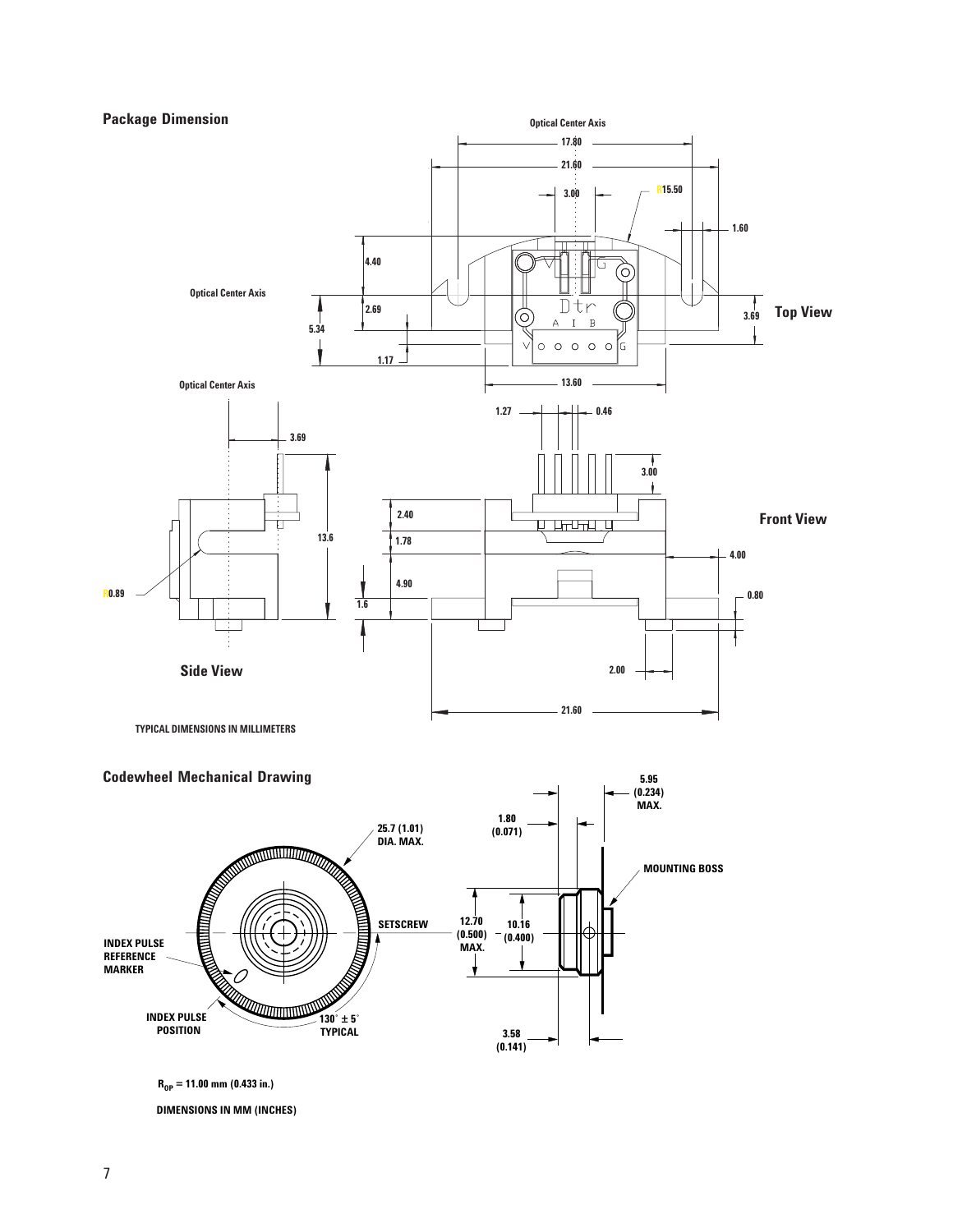## Package Dimension

TYPICAL DIMENSIONS IN MILLIMETERS

## Codewheel Mechanical Drawing

$R_{OP}$ = 11.00 mm (0.433 in.)

DIMENSIONS IN MM (INCHES)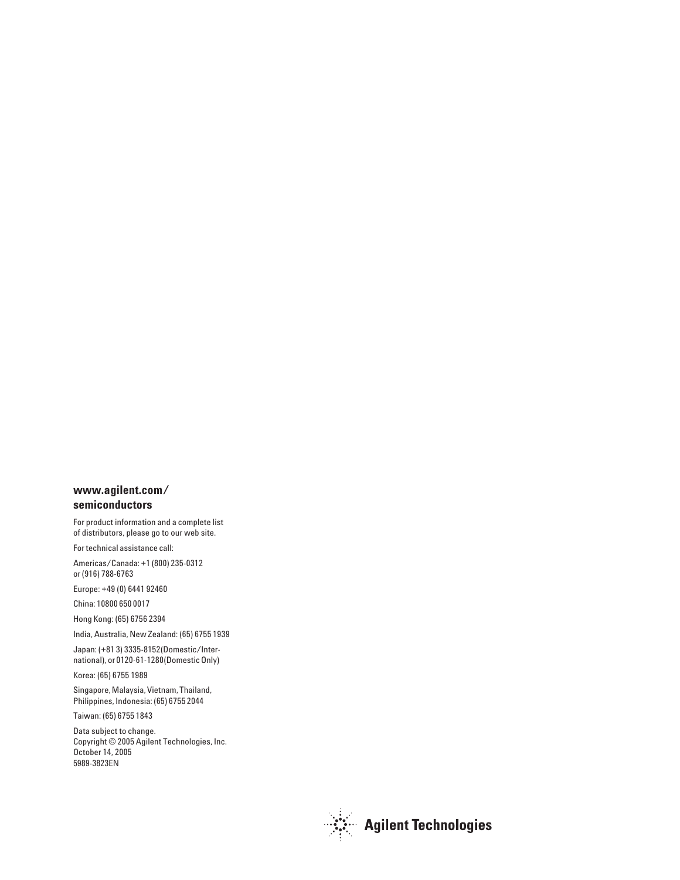**www.agilent.com/ semiconductors**

For product information and a complete list of distributors, please go to our web site.

For technical assistance call:

Americas/Canada: +1 (800) 235-0312 or (916) 788-6763

Europe: +49 (0) 6441 92460

China: 10800 650 0017

Hong Kong: (65) 6756 2394

India, Australia, New Zealand: (65) 6755 1939

Japan: (+81 3) 3335-8152(Domestic/International), or 0120-61-1280(Domestic Only)

Korea: (65) 6755 1989

Singapore, Malaysia, Vietnam, Thailand, Philippines, Indonesia: (65) 6755 2044

Taiwan: (65) 6755 1843

Data subject to change.
Copyright © 2005 Agilent Technologies, Inc.
October 14, 2005
5989-3823EN

Agilent Technologies